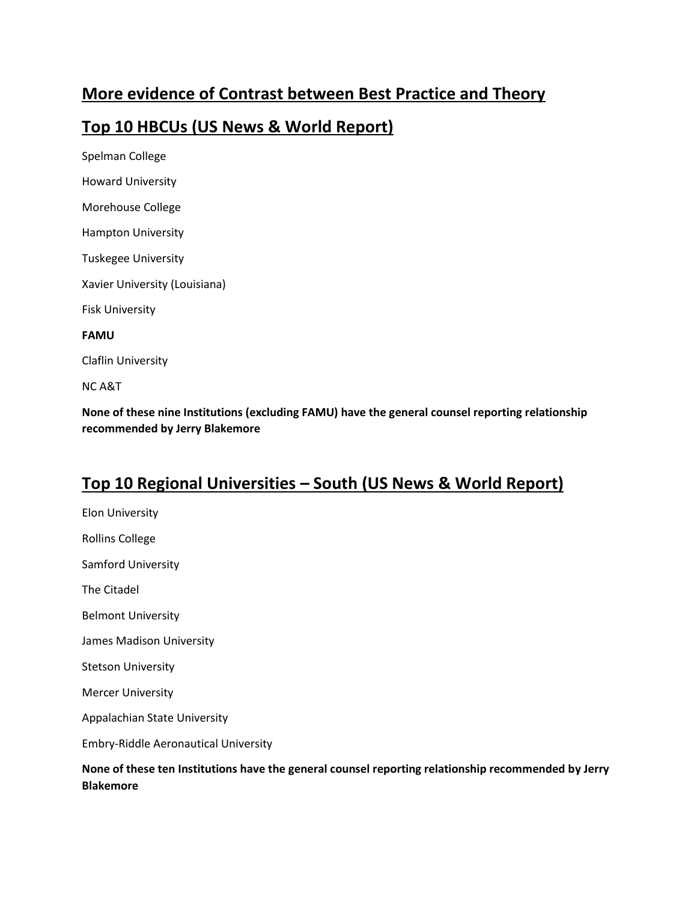## More evidence of Contrast between Best Practice and Theory

## Top 10 HBCUs (US News & World Report)

Spelman College

Howard University

Morehouse College

Hampton University

Tuskegee University

Xavier University (Louisiana)

Fisk University

**FAMU**

Claflin University

NC A&T

**None of these nine Institutions (excluding FAMU) have the general counsel reporting relationship recommended by Jerry Blakemore**

## Top 10 Regional Universities – South (US News & World Report)

Elon University

Rollins College

Samford University

The Citadel

Belmont University

James Madison University

Stetson University

Mercer University

Appalachian State University

Embry-Riddle Aeronautical University

**None of these ten Institutions have the general counsel reporting relationship recommended by Jerry Blakemore**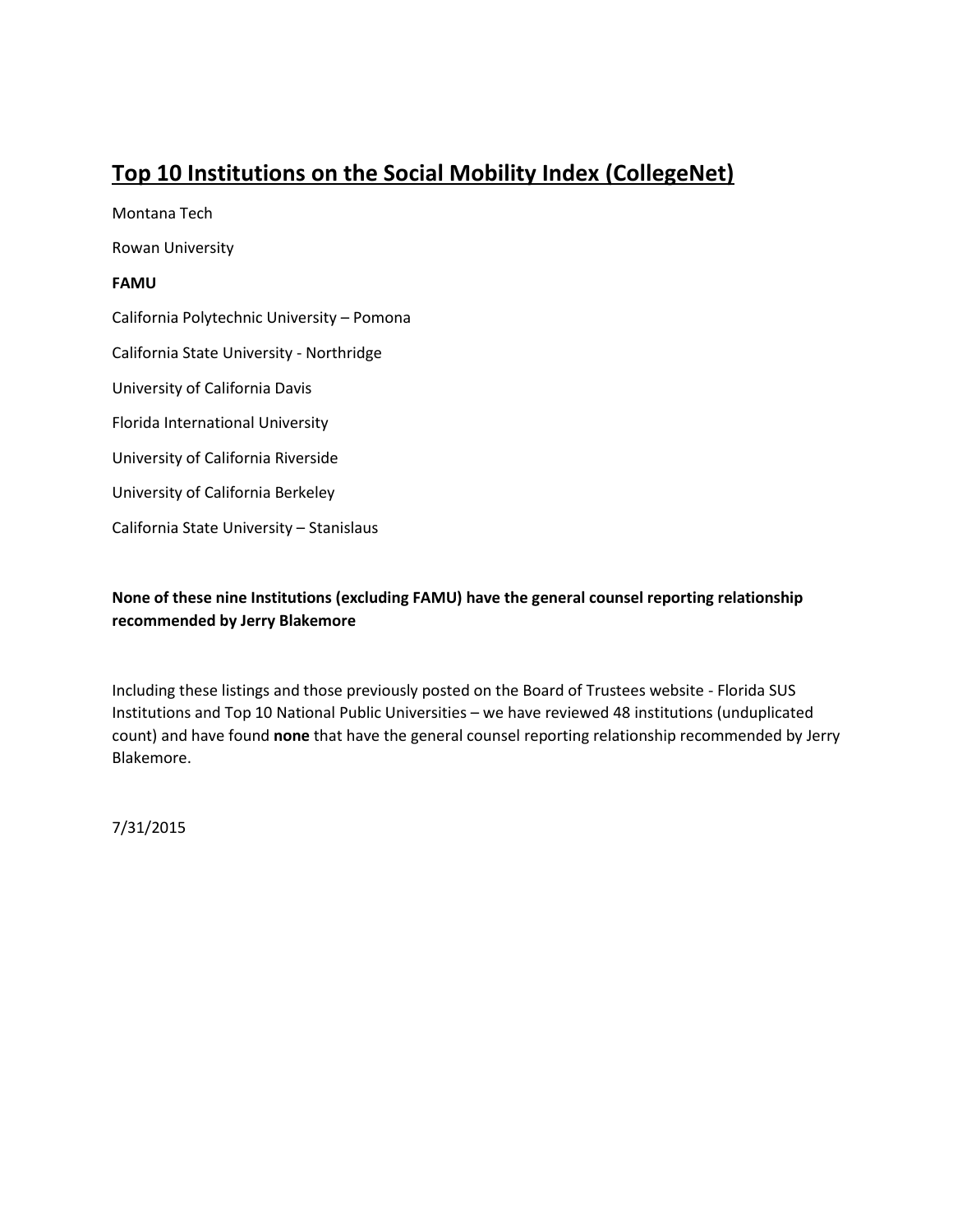# Top 10 Institutions on the Social Mobility Index (CollegeNet)

Montana Tech

Rowan University

**FAMU**

California Polytechnic University – Pomona

California State University - Northridge

University of California Davis

Florida International University

University of California Riverside

University of California Berkeley

California State University – Stanislaus

**None of these nine Institutions (excluding FAMU) have the general counsel reporting relationship recommended by Jerry Blakemore**

Including these listings and those previously posted on the Board of Trustees website - Florida SUS Institutions and Top 10 National Public Universities – we have reviewed 48 institutions (unduplicated count) and have found **none** that have the general counsel reporting relationship recommended by Jerry Blakemore.

7/31/2015